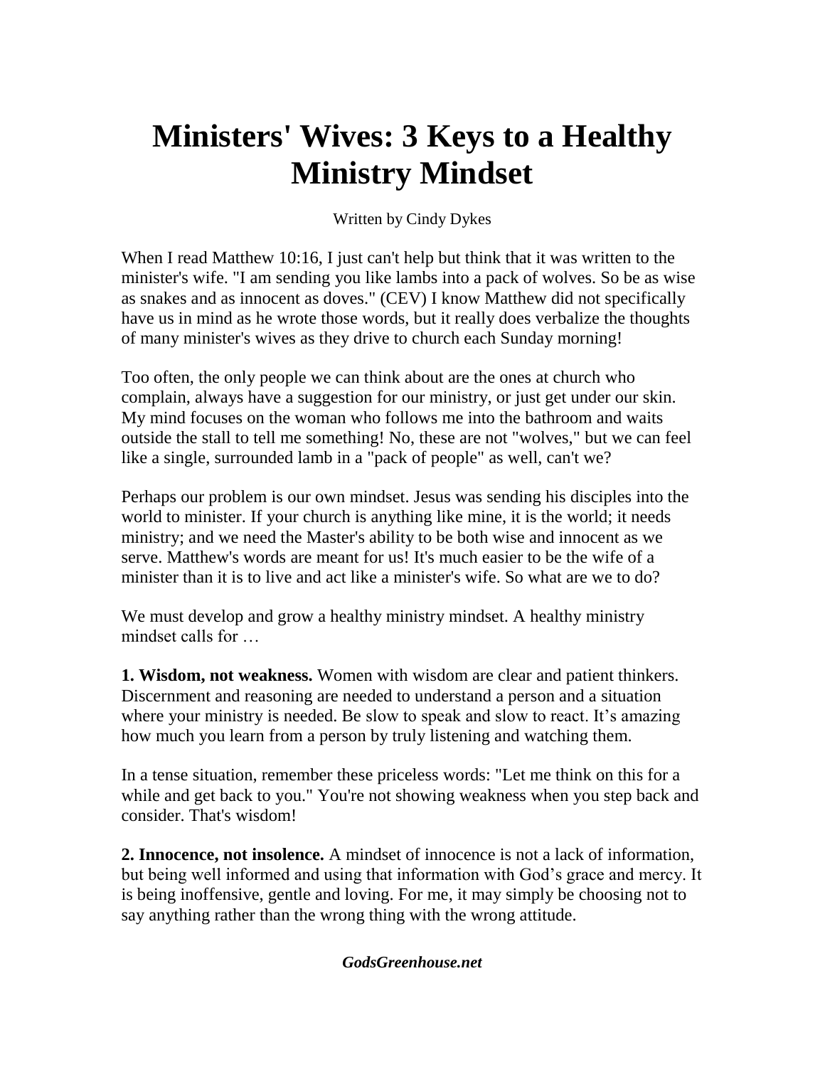# Ministers' Wives: 3 Keys to a Healthy Ministry Mindset

Written by Cindy Dykes

When I read Matthew 10:16, I just can't help but think that it was written to the minister's wife. "I am sending you like lambs into a pack of wolves. So be as wise as snakes and as innocent as doves." (CEV) I know Matthew did not specifically have us in mind as he wrote those words, but it really does verbalize the thoughts of many minister's wives as they drive to church each Sunday morning!

Too often, the only people we can think about are the ones at church who complain, always have a suggestion for our ministry, or just get under our skin. My mind focuses on the woman who follows me into the bathroom and waits outside the stall to tell me something! No, these are not "wolves," but we can feel like a single, surrounded lamb in a "pack of people" as well, can't we?

Perhaps our problem is our own mindset. Jesus was sending his disciples into the world to minister. If your church is anything like mine, it is the world; it needs ministry; and we need the Master's ability to be both wise and innocent as we serve. Matthew's words are meant for us! It's much easier to be the wife of a minister than it is to live and act like a minister's wife. So what are we to do?

We must develop and grow a healthy ministry mindset. A healthy ministry mindset calls for …

**1. Wisdom, not weakness.** Women with wisdom are clear and patient thinkers. Discernment and reasoning are needed to understand a person and a situation where your ministry is needed. Be slow to speak and slow to react. It's amazing how much you learn from a person by truly listening and watching them.

In a tense situation, remember these priceless words: "Let me think on this for a while and get back to you." You're not showing weakness when you step back and consider. That's wisdom!

**2. Innocence, not insolence.** A mindset of innocence is not a lack of information, but being well informed and using that information with God's grace and mercy. It is being inoffensive, gentle and loving. For me, it may simply be choosing not to say anything rather than the wrong thing with the wrong attitude.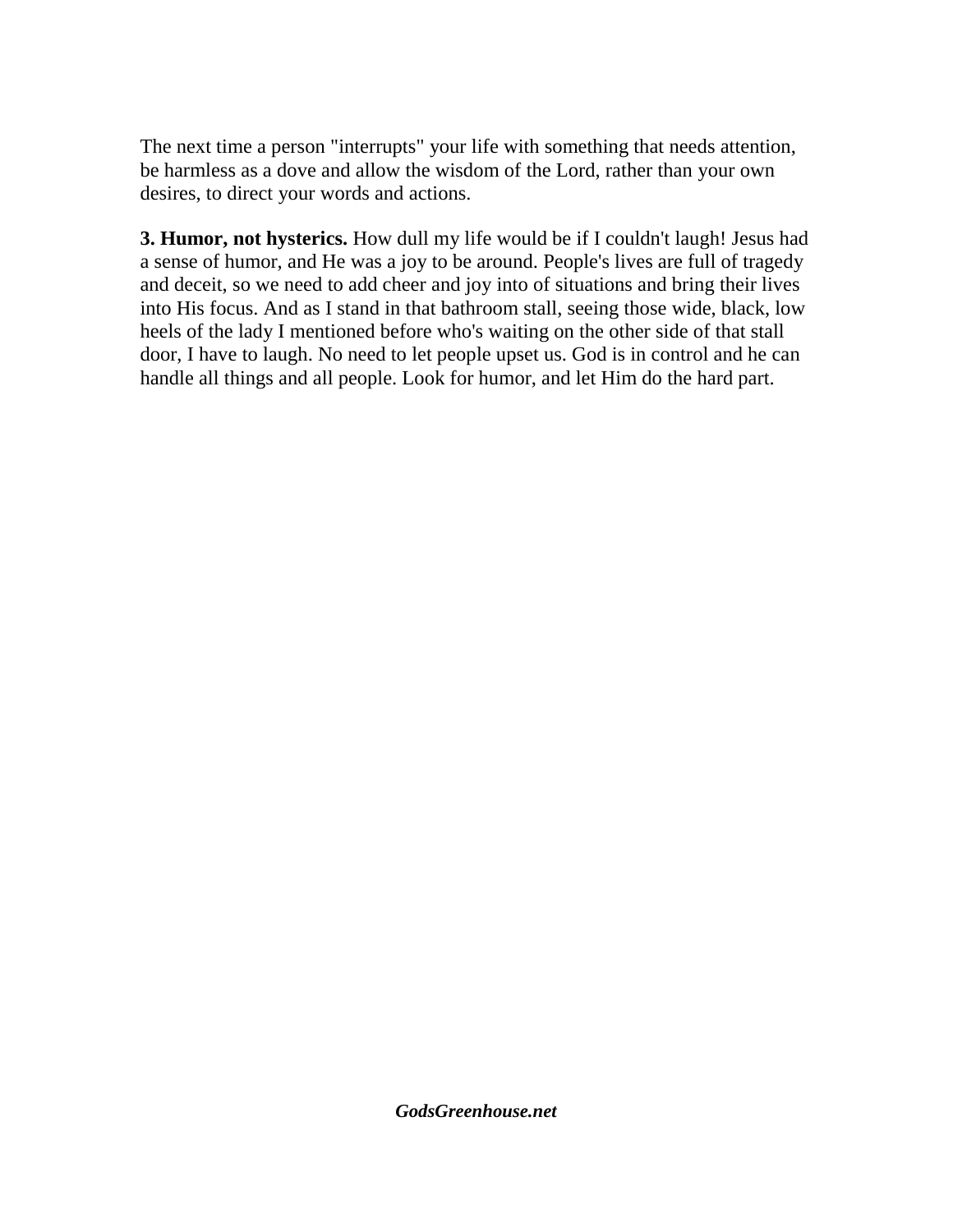The next time a person "interrupts" your life with something that needs attention, be harmless as a dove and allow the wisdom of the Lord, rather than your own desires, to direct your words and actions.

**3. Humor, not hysterics.** How dull my life would be if I couldn't laugh! Jesus had a sense of humor, and He was a joy to be around. People's lives are full of tragedy and deceit, so we need to add cheer and joy into of situations and bring their lives into His focus. And as I stand in that bathroom stall, seeing those wide, black, low heels of the lady I mentioned before who's waiting on the other side of that stall door, I have to laugh. No need to let people upset us. God is in control and he can handle all things and all people. Look for humor, and let Him do the hard part.

***GodsGreenhouse.net***